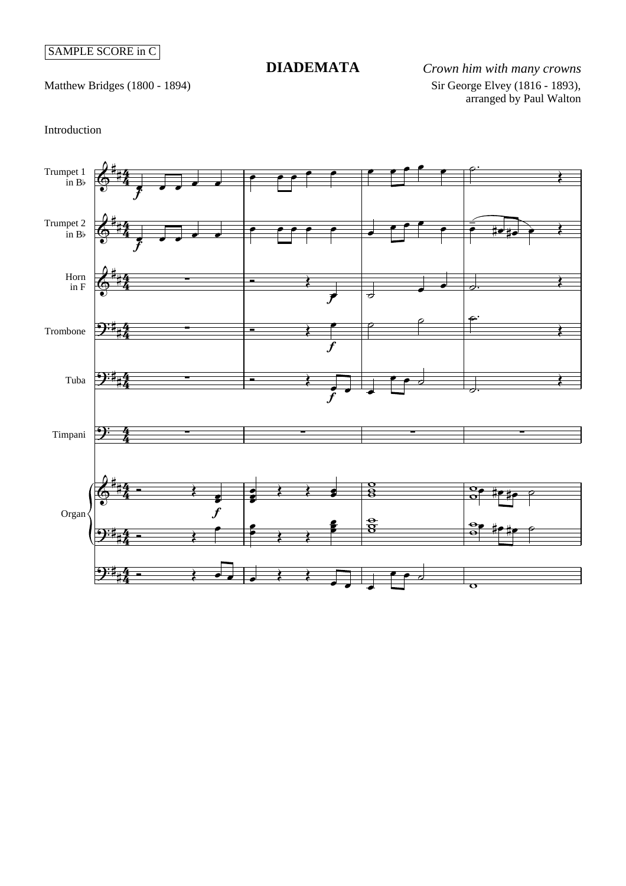SAMPLE SCORE in C

# DIADEMATA

*Crown him with many crowns*

Matthew Bridges (1800 - 1894)

Sir George Elvey (1816 - 1893), arranged by Paul Walton

Introduction

Trumpet 1 in B♭

Trumpet 2 in B♭

Horn in F

Trombone

Tuba

Timpani

Organ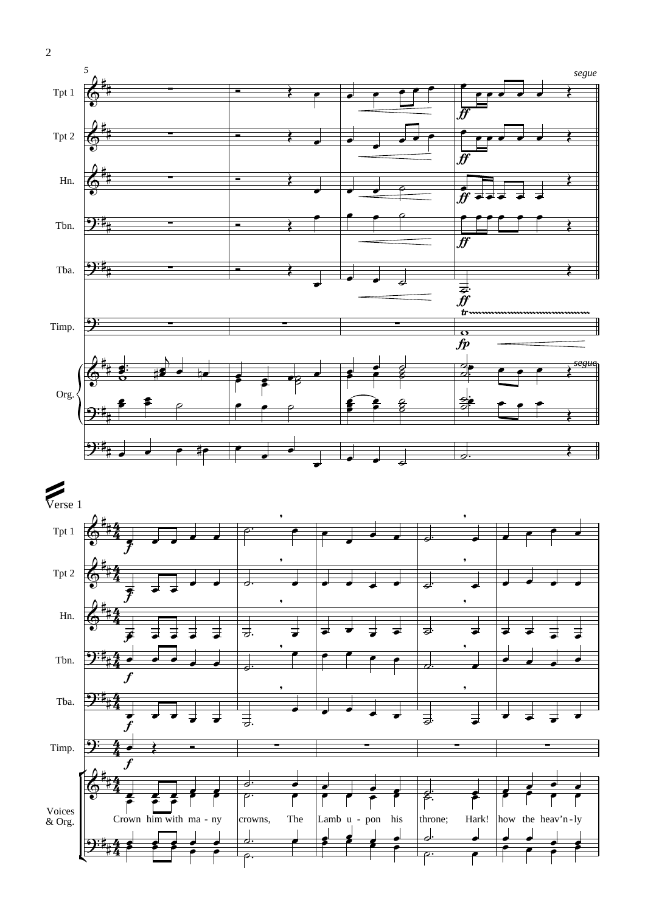Verse 1

Crown him with ma - ny crowns, The Lamb u - pon his throne; Hark! how the heav'n-ly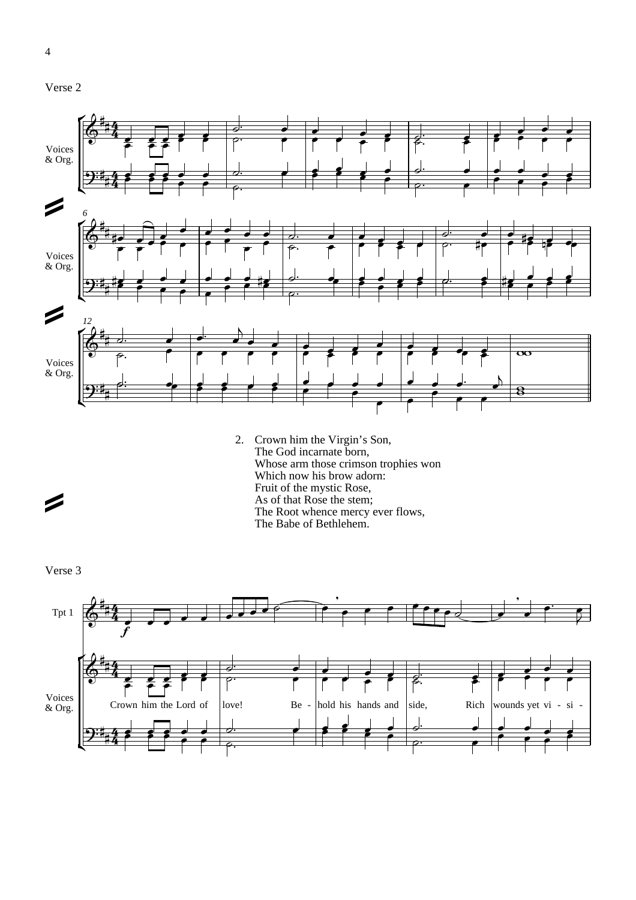Verse 2

Voices & Org.

Voices & Org.

Voices & Org.

2. Crown him the Virgin's Son,
The God incarnate born,
Whose arm those crimson trophies won
Which now his brow adorn:
Fruit of the mystic Rose,
As of that Rose the stem;
The Root whence mercy ever flows,
The Babe of Bethlehem.

Verse 3

Tpt 1

Voices & Org.

Crown him the Lord of love! Be - hold his hands and side, Rich wounds yet vi - si -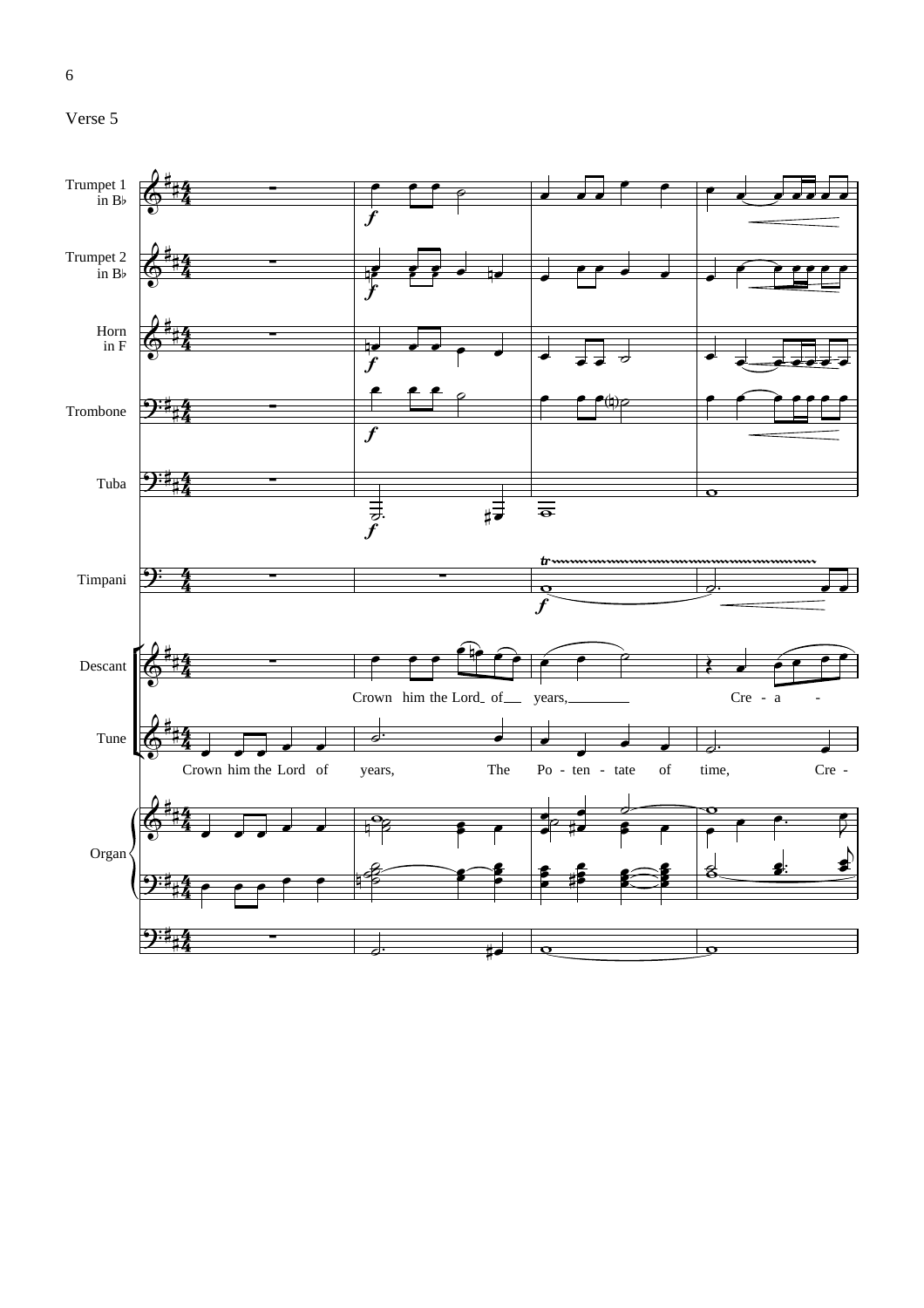Verse 5

Trumpet 1 in B♭

Trumpet 2 in B♭

Horn in F

Trombone

Tuba

Timpani

Descant

Crown him the Lord of years, Cre - a -

Tune

Crown him the Lord of years, The Po - ten - tate of time, Cre -

Organ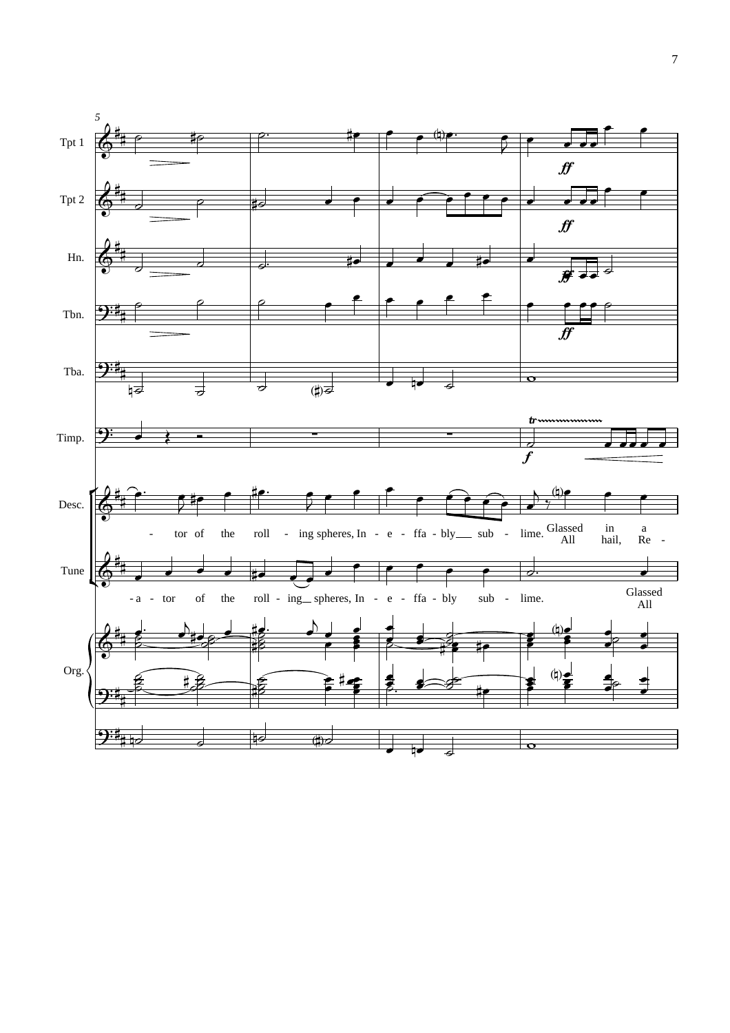5

Tpt 1

Tpt 2

Hn.

Tbn.

Tba.

Timp.

Desc.

Tune

Org.

*ff*

*f*

Desc.: - tor of the roll - ing spheres, In - e - ffa - bly sub - lime. Glassed in a / All hail, Re -

Tune: - a - tor of the roll - ing spheres, In - e - ffa - bly sub - lime. Glassed / All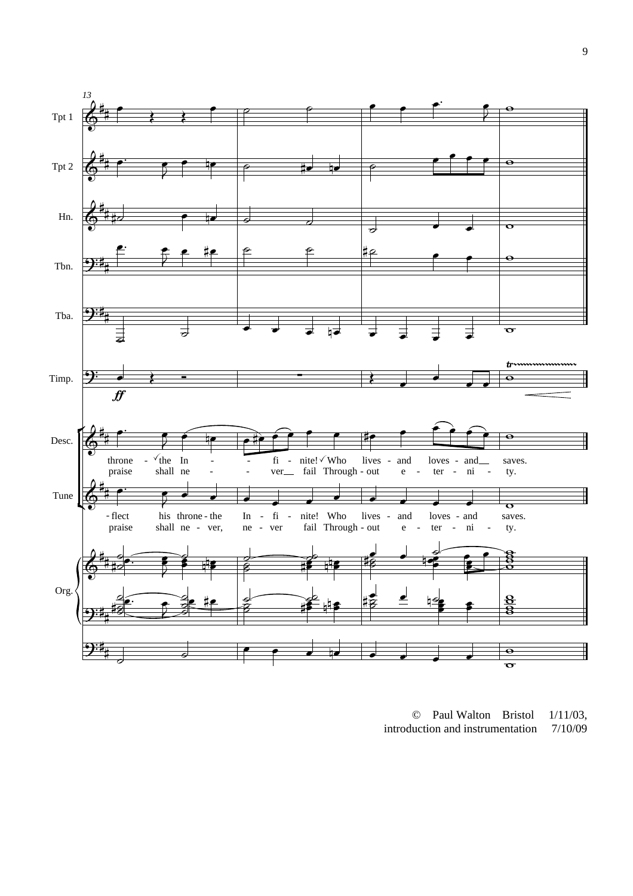© Paul Walton Bristol 1/11/03,
introduction and instrumentation 7/10/09